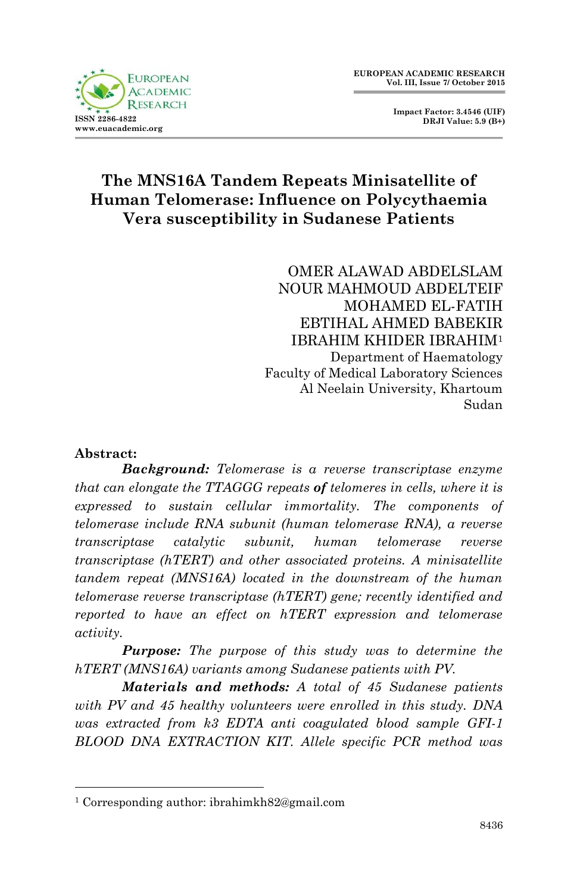# The MNS16A Tandem Repeats Minisatellite of Human Telomerase: Influence on Polycythaemia Vera susceptibility in Sudanese Patients

OMER ALAWAD ABDELSLAM
NOUR MAHMOUD ABDELTEIF
MOHAMED EL-FATIH
EBTIHAL AHMED BABEKIR
IBRAHIM KHIDER IBRAHIM[1]
Department of Haematology
Faculty of Medical Laboratory Sciences
Al Neelain University, Khartoum
Sudan

**Abstract:**

***Background:*** *Telomerase is a reverse transcriptase enzyme that can elongate the TTAGGG repeats* ***of*** *telomeres in cells, where it is expressed to sustain cellular immortality. The components of telomerase include RNA subunit (human telomerase RNA), a reverse transcriptase catalytic subunit, human telomerase reverse transcriptase (hTERT) and other associated proteins. A minisatellite tandem repeat (MNS16A) located in the downstream of the human telomerase reverse transcriptase (hTERT) gene; recently identified and reported to have an effect on hTERT expression and telomerase activity.*

***Purpose:*** *The purpose of this study was to determine the hTERT (MNS16A) variants among Sudanese patients with PV.*

***Materials and methods:*** *A total of 45 Sudanese patients with PV and 45 healthy volunteers were enrolled in this study. DNA was extracted from k3 EDTA anti coagulated blood sample GFI-1 BLOOD DNA EXTRACTION KIT. Allele specific PCR method was*

[1] Corresponding author: ibrahimkh82@gmail.com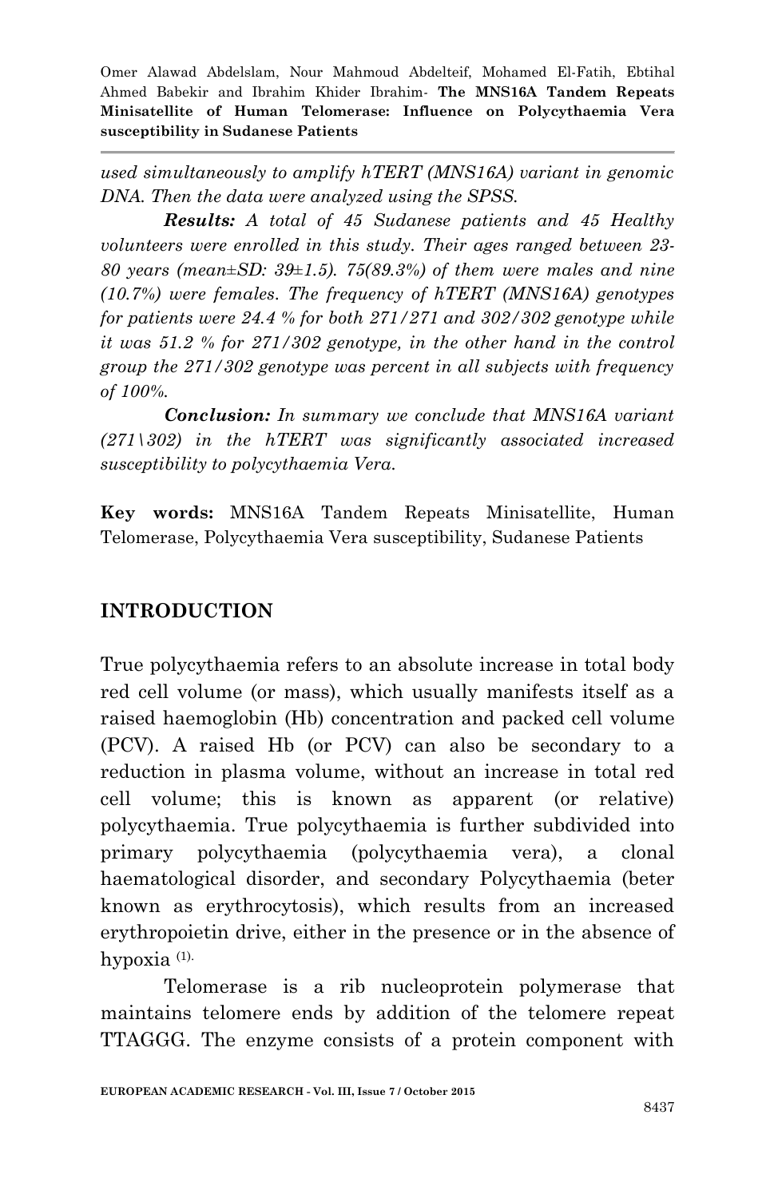*used simultaneously to amplify hTERT (MNS16A) variant in genomic DNA. Then the data were analyzed using the SPSS.*

***Results:*** *A total of 45 Sudanese patients and 45 Healthy volunteers were enrolled in this study. Their ages ranged between 23-80 years (mean±SD: 39±1.5). 75(89.3%) of them were males and nine (10.7%) were females. The frequency of hTERT (MNS16A) genotypes for patients were 24.4 % for both 271/271 and 302/302 genotype while it was 51.2 % for 271/302 genotype, in the other hand in the control group the 271/302 genotype was percent in all subjects with frequency of 100%.*

***Conclusion:*** *In summary we conclude that MNS16A variant (271\302) in the hTERT was significantly associated increased susceptibility to polycythaemia Vera.*

**Key words:** MNS16A Tandem Repeats Minisatellite, Human Telomerase, Polycythaemia Vera susceptibility, Sudanese Patients

## INTRODUCTION

True polycythaemia refers to an absolute increase in total body red cell volume (or mass), which usually manifests itself as a raised haemoglobin (Hb) concentration and packed cell volume (PCV). A raised Hb (or PCV) can also be secondary to a reduction in plasma volume, without an increase in total red cell volume; this is known as apparent (or relative) polycythaemia. True polycythaemia is further subdivided into primary polycythaemia (polycythaemia vera), a clonal haematological disorder, and secondary Polycythaemia (beter known as erythrocytosis), which results from an increased erythropoietin drive, either in the presence or in the absence of hypoxia [(1).]

Telomerase is a rib nucleoprotein polymerase that maintains telomere ends by addition of the telomere repeat TTAGGG. The enzyme consists of a protein component with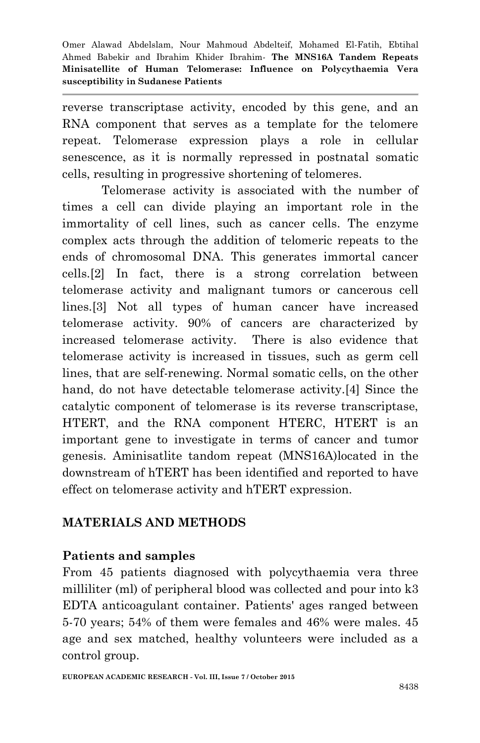reverse transcriptase activity, encoded by this gene, and an RNA component that serves as a template for the telomere repeat. Telomerase expression plays a role in cellular senescence, as it is normally repressed in postnatal somatic cells, resulting in progressive shortening of telomeres.

Telomerase activity is associated with the number of times a cell can divide playing an important role in the immortality of cell lines, such as cancer cells. The enzyme complex acts through the addition of telomeric repeats to the ends of chromosomal DNA. This generates immortal cancer cells.[2] In fact, there is a strong correlation between telomerase activity and malignant tumors or cancerous cell lines.[3] Not all types of human cancer have increased telomerase activity. 90% of cancers are characterized by increased telomerase activity. There is also evidence that telomerase activity is increased in tissues, such as germ cell lines, that are self-renewing. Normal somatic cells, on the other hand, do not have detectable telomerase activity.[4] Since the catalytic component of telomerase is its reverse transcriptase, HTERT, and the RNA component HTERC, HTERT is an important gene to investigate in terms of cancer and tumor genesis. Aminisatlite tandom repeat (MNS16A)located in the downstream of hTERT has been identified and reported to have effect on telomerase activity and hTERT expression.

## MATERIALS AND METHODS

### Patients and samples

From 45 patients diagnosed with polycythaemia vera three milliliter (ml) of peripheral blood was collected and pour into k3 EDTA anticoagulant container. Patients' ages ranged between 5-70 years; 54% of them were females and 46% were males. 45 age and sex matched, healthy volunteers were included as a control group.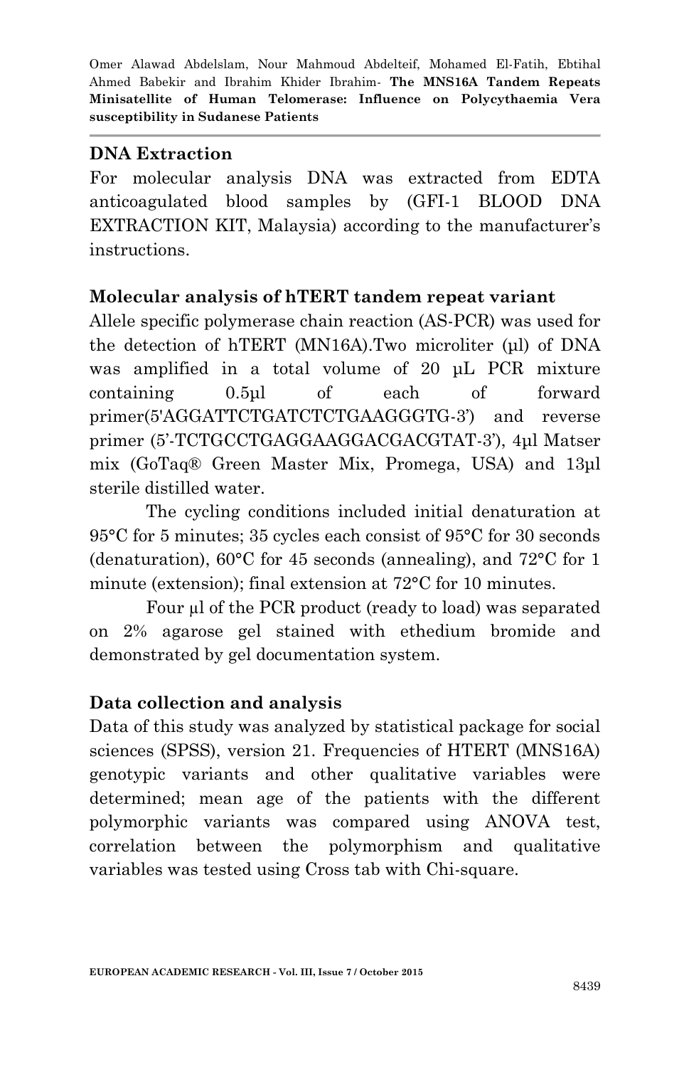## DNA Extraction

For molecular analysis DNA was extracted from EDTA anticoagulated blood samples by (GFI-1 BLOOD DNA EXTRACTION KIT, Malaysia) according to the manufacturer's instructions.

## Molecular analysis of hTERT tandem repeat variant

Allele specific polymerase chain reaction (AS-PCR) was used for the detection of hTERT (MN16A).Two microliter (µl) of DNA was amplified in a total volume of 20 µL PCR mixture containing 0.5µl of each of forward primer(5'AGGATTCTGATCTCTGAAGGGTG-3') and reverse primer (5'-TCTGCCTGAGGAAGGACGACGTAT-3'), 4µl Matser mix (GoTaq® Green Master Mix, Promega, USA) and 13µl sterile distilled water.

The cycling conditions included initial denaturation at 95°C for 5 minutes; 35 cycles each consist of 95°C for 30 seconds (denaturation), 60°C for 45 seconds (annealing), and 72°C for 1 minute (extension); final extension at 72°C for 10 minutes.

Four µl of the PCR product (ready to load) was separated on 2% agarose gel stained with ethedium bromide and demonstrated by gel documentation system.

## Data collection and analysis

Data of this study was analyzed by statistical package for social sciences (SPSS), version 21. Frequencies of HTERT (MNS16A) genotypic variants and other qualitative variables were determined; mean age of the patients with the different polymorphic variants was compared using ANOVA test, correlation between the polymorphism and qualitative variables was tested using Cross tab with Chi-square.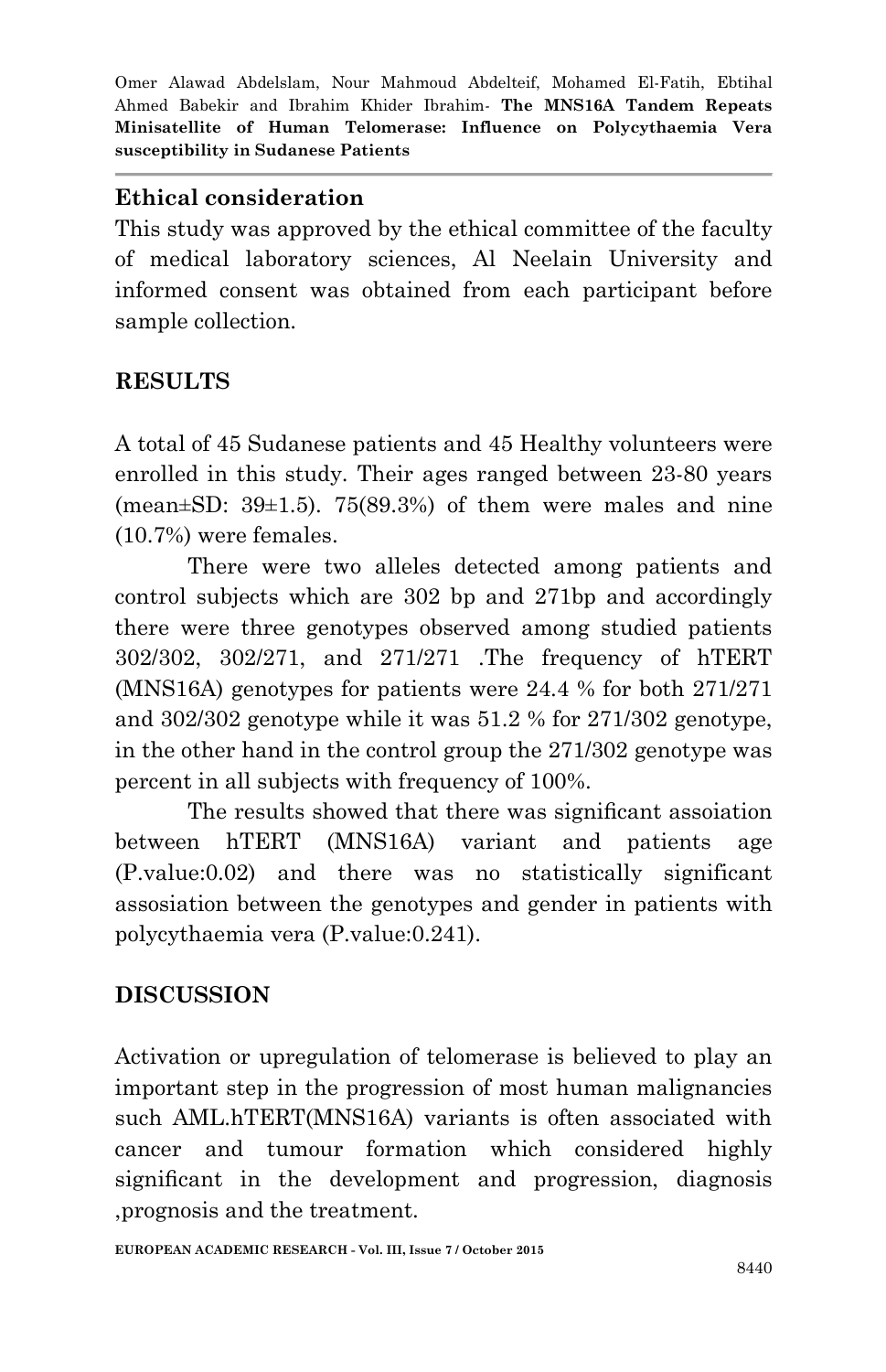## Ethical consideration

This study was approved by the ethical committee of the faculty of medical laboratory sciences, Al Neelain University and informed consent was obtained from each participant before sample collection.

## RESULTS

A total of 45 Sudanese patients and 45 Healthy volunteers were enrolled in this study. Their ages ranged between 23-80 years (mean±SD: 39±1.5). 75(89.3%) of them were males and nine (10.7%) were females.

There were two alleles detected among patients and control subjects which are 302 bp and 271bp and accordingly there were three genotypes observed among studied patients 302/302, 302/271, and 271/271 .The frequency of hTERT (MNS16A) genotypes for patients were 24.4 % for both 271/271 and 302/302 genotype while it was 51.2 % for 271/302 genotype, in the other hand in the control group the 271/302 genotype was percent in all subjects with frequency of 100%.

The results showed that there was significant assoiation between hTERT (MNS16A) variant and patients age (P.value:0.02) and there was no statistically significant assosiation between the genotypes and gender in patients with polycythaemia vera (P.value:0.241).

## DISCUSSION

Activation or upregulation of telomerase is believed to play an important step in the progression of most human malignancies such AML.hTERT(MNS16A) variants is often associated with cancer and tumour formation which considered highly significant in the development and progression, diagnosis ,prognosis and the treatment.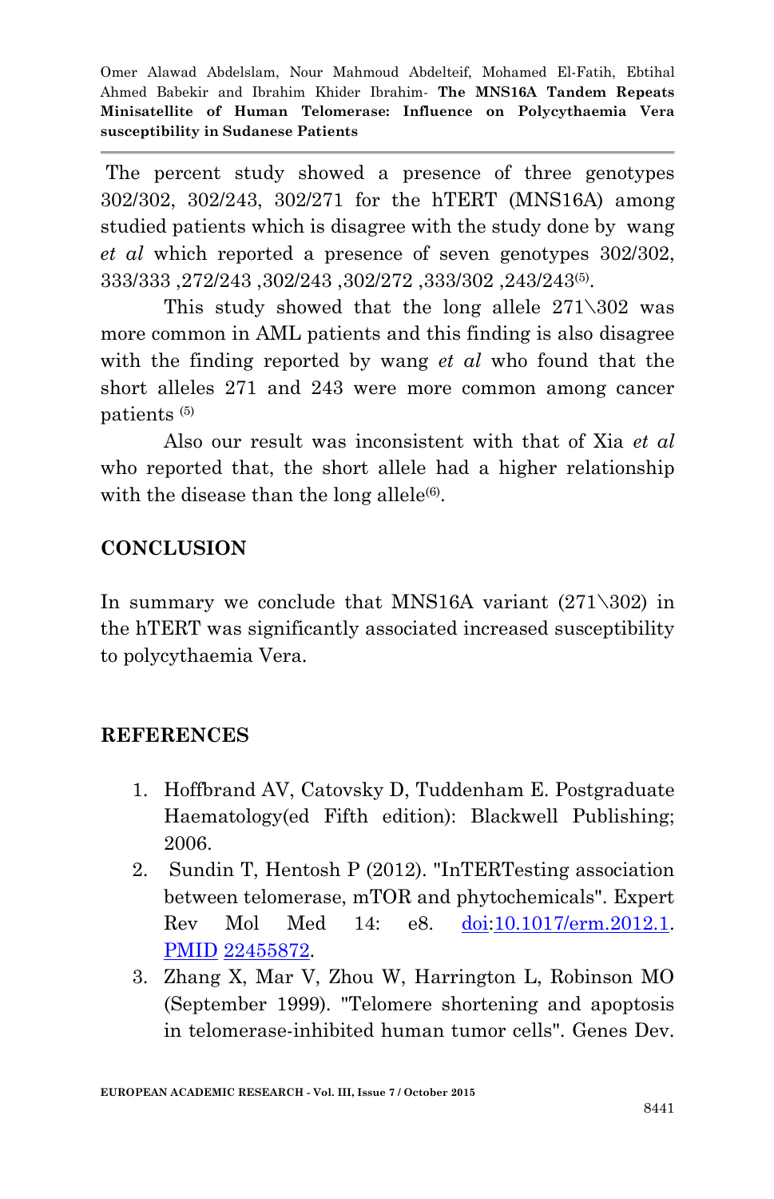The percent study showed a presence of three genotypes 302/302, 302/243, 302/271 for the hTERT (MNS16A) among studied patients which is disagree with the study done by wang *et al* which reported a presence of seven genotypes 302/302, 333/333 ,272/243 ,302/243 ,302/272 ,333/302 ,243/243[5].

This study showed that the long allele 271\302 was more common in AML patients and this finding is also disagree with the finding reported by wang *et al* who found that the short alleles 271 and 243 were more common among cancer patients [5]

Also our result was inconsistent with that of Xia *et al* who reported that, the short allele had a higher relationship with the disease than the long allele[6].

## CONCLUSION

In summary we conclude that MNS16A variant (271\302) in the hTERT was significantly associated increased susceptibility to polycythaemia Vera.

## REFERENCES

1. Hoffbrand AV, Catovsky D, Tuddenham E. Postgraduate Haematology(ed Fifth edition): Blackwell Publishing; 2006.
2. Sundin T, Hentosh P (2012). "InTERTesting association between telomerase, mTOR and phytochemicals". Expert Rev Mol Med 14: e8. doi:10.1017/erm.2012.1. PMID 22455872.
3. Zhang X, Mar V, Zhou W, Harrington L, Robinson MO (September 1999). "Telomere shortening and apoptosis in telomerase-inhibited human tumor cells". Genes Dev.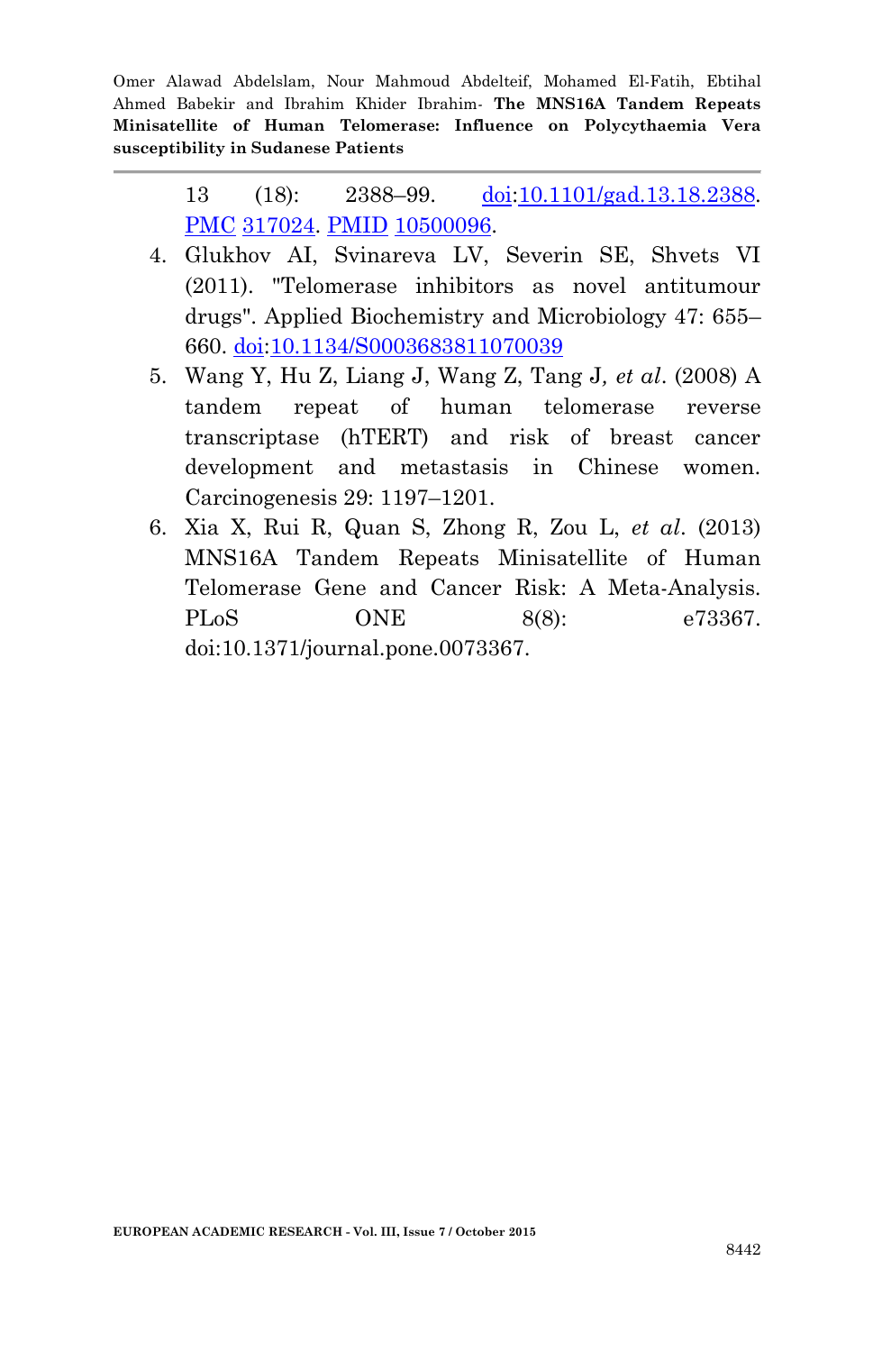13 (18): 2388–99. doi:10.1101/gad.13.18.2388. PMC 317024. PMID 10500096.

4. Glukhov AI, Svinareva LV, Severin SE, Shvets VI (2011). "Telomerase inhibitors as novel antitumour drugs". Applied Biochemistry and Microbiology 47: 655–660. doi:10.1134/S0003683811070039
5. Wang Y, Hu Z, Liang J, Wang Z, Tang J, *et al*. (2008) A tandem repeat of human telomerase reverse transcriptase (hTERT) and risk of breast cancer development and metastasis in Chinese women. Carcinogenesis 29: 1197–1201.
6. Xia X, Rui R, Quan S, Zhong R, Zou L, *et al*. (2013) MNS16A Tandem Repeats Minisatellite of Human Telomerase Gene and Cancer Risk: A Meta-Analysis. PLoS ONE 8(8): e73367. doi:10.1371/journal.pone.0073367.